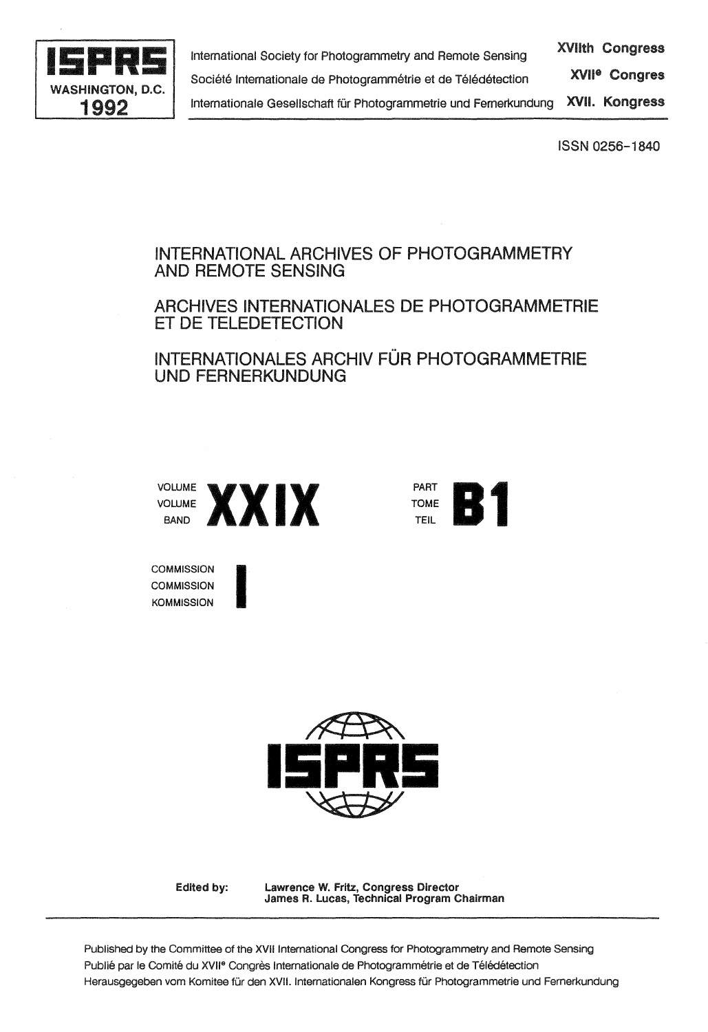**ISPRS**
**WASHINGTON, D.C.**
**1992**

International Society for Photogrammetry and Remote Sensing — **XVIIth Congress**

Société Internationale de Photogrammétrie et de Télédétection — **XVII$^{e}$ Congres**

Internationale Gesellschaft für Photogrammetrie und Fernerkundung — **XVII. Kongress**

ISSN 0256-1840

# INTERNATIONAL ARCHIVES OF PHOTOGRAMMETRY AND REMOTE SENSING

# ARCHIVES INTERNATIONALES DE PHOTOGRAMMETRIE ET DE TELEDETECTION

# INTERNATIONALES ARCHIV FÜR PHOTOGRAMMETRIE UND FERNERKUNDUNG

VOLUME / VOLUME / BAND **XXIX**

PART / TOME / TEIL **B1**

COMMISSION / COMMISSION / KOMMISSION **I**

**ISPRS**

**Edited by:** **Lawrence W. Fritz, Congress Director**
**James R. Lucas, Technical Program Chairman**

Published by the Committee of the XVII International Congress for Photogrammetry and Remote Sensing
Publié par le Comité du XVII$^{e}$ Congrès Internationale de Photogrammétrie et de Télédétection
Herausgegeben vom Komitee für den XVII. Internationalen Kongress für Photogrammetrie und Fernerkundung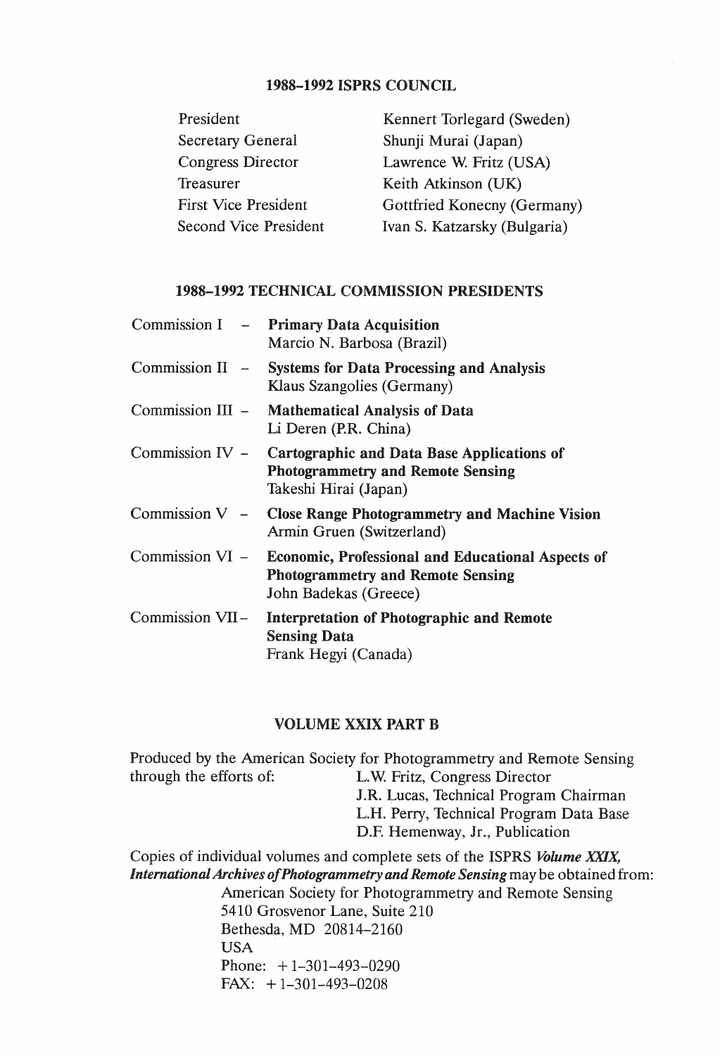## 1988–1992 ISPRS COUNCIL

| | |
|---|---|
| President | Kennert Torlegard (Sweden) |
| Secretary General | Shunji Murai (Japan) |
| Congress Director | Lawrence W. Fritz (USA) |
| Treasurer | Keith Atkinson (UK) |
| First Vice President | Gottfried Konecny (Germany) |
| Second Vice President | Ivan S. Katzarsky (Bulgaria) |

## 1988–1992 TECHNICAL COMMISSION PRESIDENTS

Commission I – **Primary Data Acquisition**
Marcio N. Barbosa (Brazil)

Commission II – **Systems for Data Processing and Analysis**
Klaus Szangolies (Germany)

Commission III – **Mathematical Analysis of Data**
Li Deren (P.R. China)

Commission IV – **Cartographic and Data Base Applications of Photogrammetry and Remote Sensing**
Takeshi Hirai (Japan)

Commission V – **Close Range Photogrammetry and Machine Vision**
Armin Gruen (Switzerland)

Commission VI – **Economic, Professional and Educational Aspects of Photogrammetry and Remote Sensing**
John Badekas (Greece)

Commission VII – **Interpretation of Photographic and Remote Sensing Data**
Frank Hegyi (Canada)

## VOLUME XXIX PART B

Produced by the American Society for Photogrammetry and Remote Sensing through the efforts of:
L.W. Fritz, Congress Director
J.R. Lucas, Technical Program Chairman
L.H. Perry, Technical Program Data Base
D.F. Hemenway, Jr., Publication

Copies of individual volumes and complete sets of the ISPRS ***Volume XXIX, International Archives of Photogrammetry and Remote Sensing*** may be obtained from:

American Society for Photogrammetry and Remote Sensing
5410 Grosvenor Lane, Suite 210
Bethesda, MD 20814–2160
USA
Phone: +1-301-493-0290
FAX: +1-301-493-0208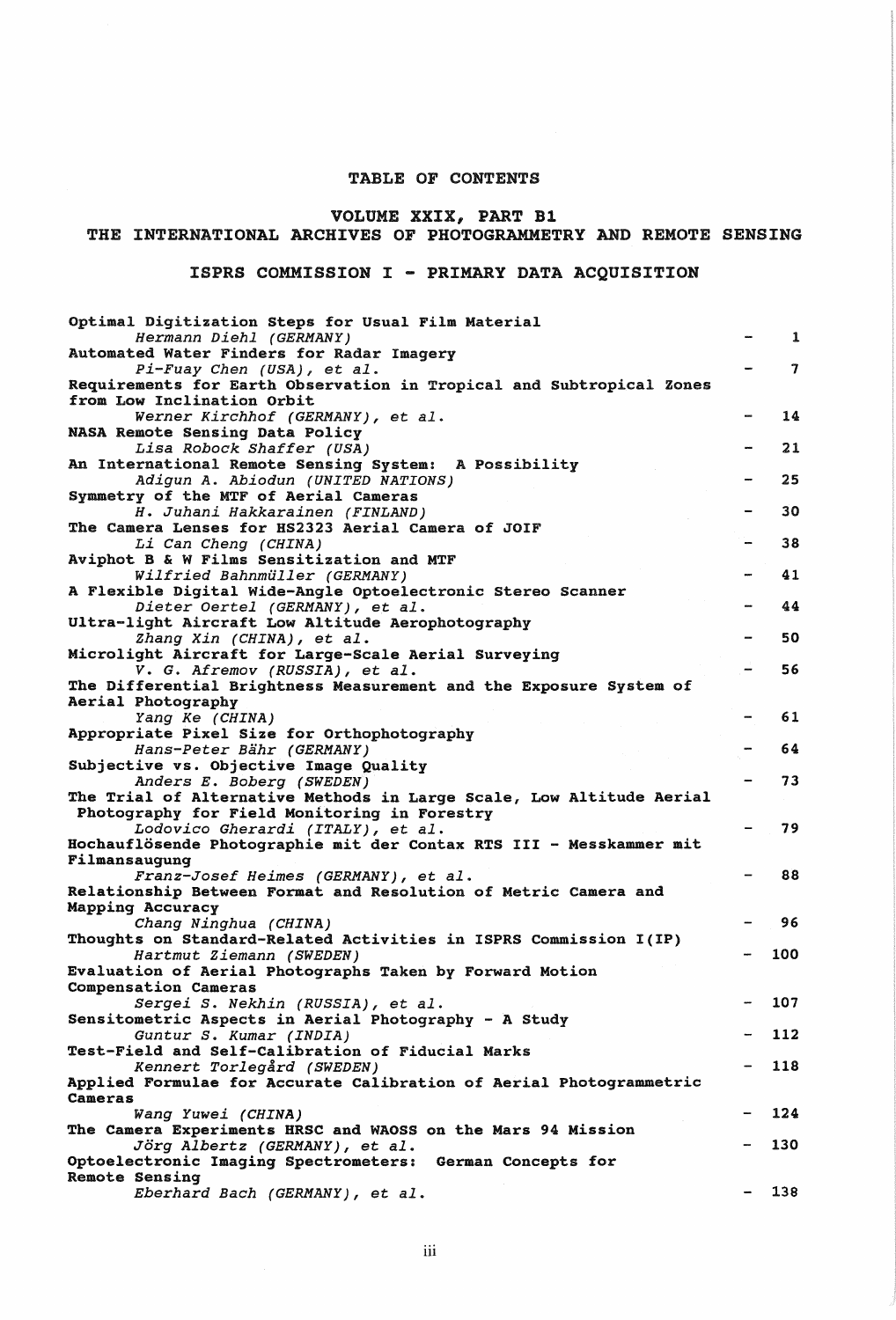# TABLE OF CONTENTS

## VOLUME XXIX, PART B1
## THE INTERNATIONAL ARCHIVES OF PHOTOGRAMMETRY AND REMOTE SENSING

## ISPRS COMMISSION I - PRIMARY DATA ACQUISITION

**Optimal Digitization Steps for Usual Film Material**
*Hermann Diehl (GERMANY)* - 1

**Automated Water Finders for Radar Imagery**
*Pi-Fuay Chen (USA), et al.* - 7

**Requirements for Earth Observation in Tropical and Subtropical Zones from Low Inclination Orbit**
*Werner Kirchhof (GERMANY), et al.* - 14

**NASA Remote Sensing Data Policy**
*Lisa Robock Shaffer (USA)* - 21

**An International Remote Sensing System: A Possibility**
*Adigun A. Abiodun (UNITED NATIONS)* - 25

**Symmetry of the MTF of Aerial Cameras**
*H. Juhani Hakkarainen (FINLAND)* - 30

**The Camera Lenses for HS2323 Aerial Camera of JOIF**
*Li Can Cheng (CHINA)* - 38

**Aviphot B & W Films Sensitization and MTF**
*Wilfried Bahnmüller (GERMANY)* - 41

**A Flexible Digital Wide-Angle Optoelectronic Stereo Scanner**
*Dieter Oertel (GERMANY), et al.* - 44

**Ultra-light Aircraft Low Altitude Aerophotography**
*Zhang Xin (CHINA), et al.* - 50

**Microlight Aircraft for Large-Scale Aerial Surveying**
*V. G. Afremov (RUSSIA), et al.* - 56

**The Differential Brightness Measurement and the Exposure System of Aerial Photography**
*Yang Ke (CHINA)* - 61

**Appropriate Pixel Size for Orthophotography**
*Hans-Peter Bähr (GERMANY)* - 64

**Subjective vs. Objective Image Quality**
*Anders E. Boberg (SWEDEN)* - 73

**The Trial of Alternative Methods in Large Scale, Low Altitude Aerial Photography for Field Monitoring in Forestry**
*Lodovico Gherardi (ITALY), et al.* - 79

**Hochauflösende Photographie mit der Contax RTS III - Messkammer mit Filmansaugung**
*Franz-Josef Heimes (GERMANY), et al.* - 88

**Relationship Between Format and Resolution of Metric Camera and Mapping Accuracy**
*Chang Ninghua (CHINA)* - 96

**Thoughts on Standard-Related Activities in ISPRS Commission I(IP)**
*Hartmut Ziemann (SWEDEN)* - 100

**Evaluation of Aerial Photographs Taken by Forward Motion Compensation Cameras**
*Sergei S. Nekhin (RUSSIA), et al.* - 107

**Sensitometric Aspects in Aerial Photography - A Study**
*Guntur S. Kumar (INDIA)* - 112

**Test-Field and Self-Calibration of Fiducial Marks**
*Kennert Torlegård (SWEDEN)* - 118

**Applied Formulae for Accurate Calibration of Aerial Photogrammetric Cameras**
*Wang Yuwei (CHINA)* - 124

**The Camera Experiments HRSC and WAOSS on the Mars 94 Mission**
*Jörg Albertz (GERMANY), et al.* - 130

**Optoelectronic Imaging Spectrometers: German Concepts for Remote Sensing**
*Eberhard Bach (GERMANY), et al.* - 138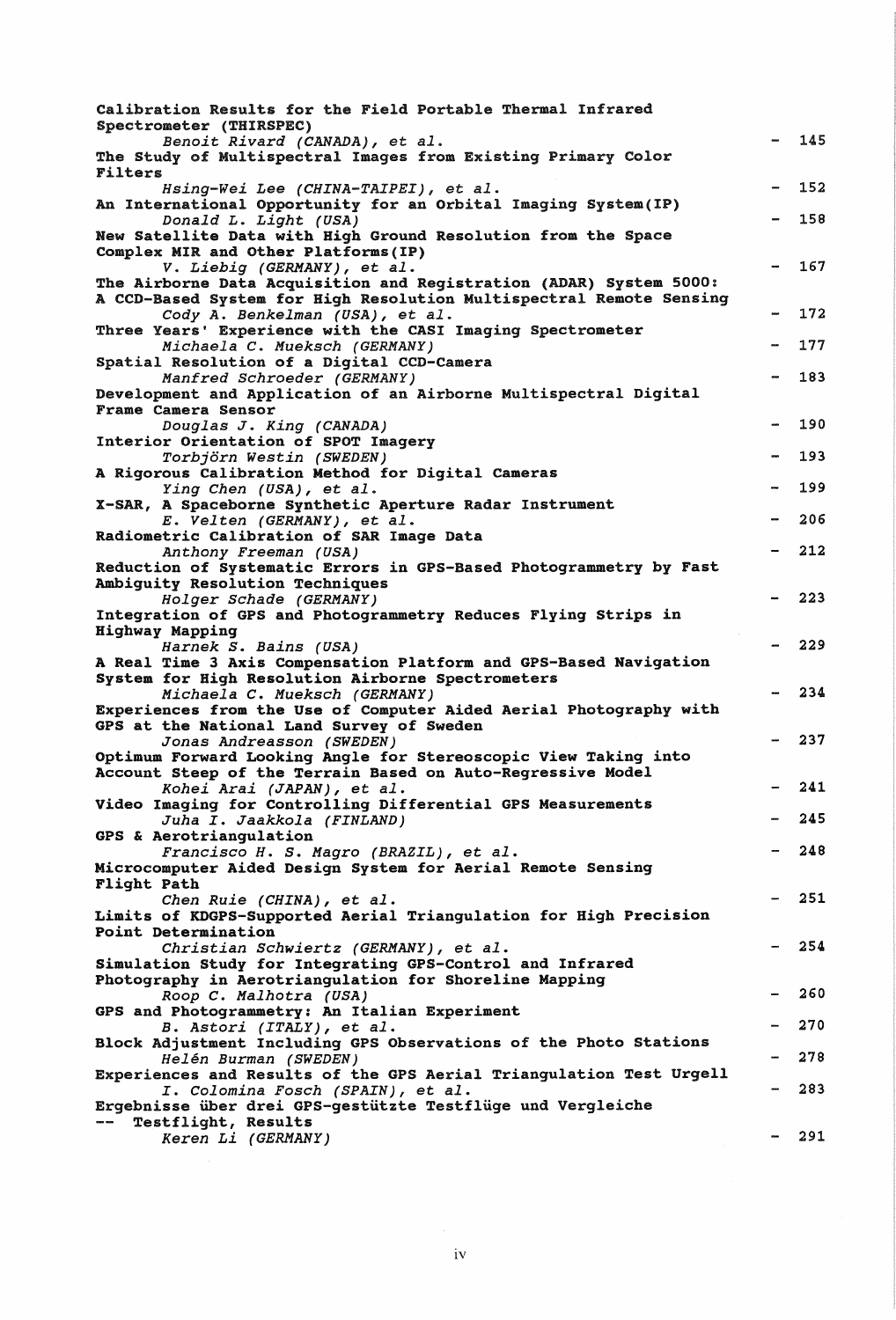**Calibration Results for the Field Portable Thermal Infrared Spectrometer (THIRSPEC)**
*Benoit Rivard (CANADA), et al.* - 145

**The Study of Multispectral Images from Existing Primary Color Filters**
*Hsing-Wei Lee (CHINA-TAIPEI), et al.* - 152

**An International Opportunity for an Orbital Imaging System(IP)**
*Donald L. Light (USA)* - 158

**New Satellite Data with High Ground Resolution from the Space Complex MIR and Other Platforms(IP)**
*V. Liebig (GERMANY), et al.* - 167

**The Airborne Data Acquisition and Registration (ADAR) System 5000: A CCD-Based System for High Resolution Multispectral Remote Sensing**
*Cody A. Benkelman (USA), et al.* - 172

**Three Years' Experience with the CASI Imaging Spectrometer**
*Michaela C. Mueksch (GERMANY)* - 177

**Spatial Resolution of a Digital CCD-Camera**
*Manfred Schroeder (GERMANY)* - 183

**Development and Application of an Airborne Multispectral Digital Frame Camera Sensor**
*Douglas J. King (CANADA)* - 190

**Interior Orientation of SPOT Imagery**
*Torbjörn Westin (SWEDEN)* - 193

**A Rigorous Calibration Method for Digital Cameras**
*Ying Chen (USA), et al.* - 199

**X-SAR, A Spaceborne Synthetic Aperture Radar Instrument**
*E. Velten (GERMANY), et al.* - 206

**Radiometric Calibration of SAR Image Data**
*Anthony Freeman (USA)* - 212

**Reduction of Systematic Errors in GPS-Based Photogrammetry by Fast Ambiguity Resolution Techniques**
*Holger Schade (GERMANY)* - 223

**Integration of GPS and Photogrammetry Reduces Flying Strips in Highway Mapping**
*Harnek S. Bains (USA)* - 229

**A Real Time 3 Axis Compensation Platform and GPS-Based Navigation System for High Resolution Airborne Spectrometers**
*Michaela C. Mueksch (GERMANY)* - 234

**Experiences from the Use of Computer Aided Aerial Photography with GPS at the National Land Survey of Sweden**
*Jonas Andreasson (SWEDEN)* - 237

**Optimum Forward Looking Angle for Stereoscopic View Taking into Account Steep of the Terrain Based on Auto-Regressive Model**
*Kohei Arai (JAPAN), et al.* - 241

**Video Imaging for Controlling Differential GPS Measurements**
*Juha I. Jaakkola (FINLAND)* - 245

**GPS & Aerotriangulation**
*Francisco H. S. Magro (BRAZIL), et al.* - 248

**Microcomputer Aided Design System for Aerial Remote Sensing Flight Path**
*Chen Ruie (CHINA), et al.* - 251

**Limits of KDGPS-Supported Aerial Triangulation for High Precision Point Determination**
*Christian Schwiertz (GERMANY), et al.* - 254

**Simulation Study for Integrating GPS-Control and Infrared Photography in Aerotriangulation for Shoreline Mapping**
*Roop C. Malhotra (USA)* - 260

**GPS and Photogrammetry: An Italian Experiment**
*B. Astori (ITALY), et al.* - 270

**Block Adjustment Including GPS Observations of the Photo Stations**
*Helén Burman (SWEDEN)* - 278

**Experiences and Results of the GPS Aerial Triangulation Test Urgell**
*I. Colomina Fosch (SPAIN), et al.* - 283

**Ergebnisse über drei GPS-gestützte Testflüge und Vergleiche -- Testflight, Results**
*Keren Li (GERMANY)* - 291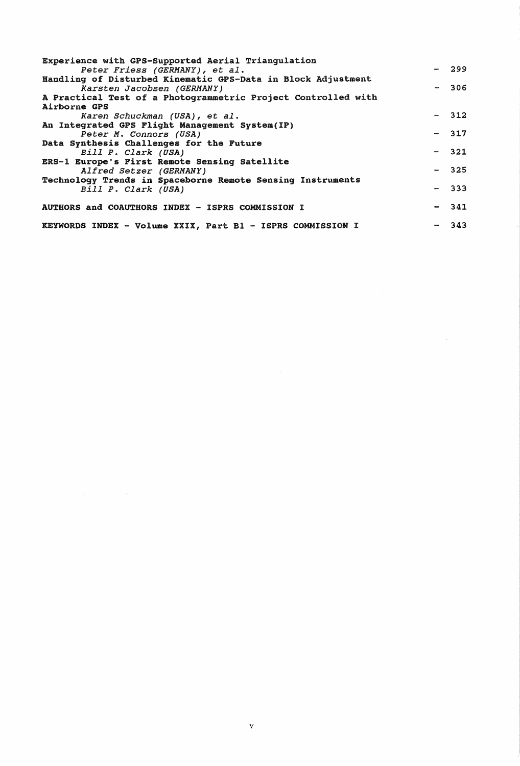**Experience with GPS-Supported Aerial Triangulation**
*Peter Friess (GERMANY), et al.* - 299

**Handling of Disturbed Kinematic GPS-Data in Block Adjustment**
*Karsten Jacobsen (GERMANY)* - 306

**A Practical Test of a Photogrammetric Project Controlled with Airborne GPS**
*Karen Schuckman (USA), et al.* - 312

**An Integrated GPS Flight Management System(IP)**
*Peter M. Connors (USA)* - 317

**Data Synthesis Challenges for the Future**
*Bill P. Clark (USA)* - 321

**ERS-1 Europe's First Remote Sensing Satellite**
*Alfred Setzer (GERMANY)* - 325

**Technology Trends in Spaceborne Remote Sensing Instruments**
*Bill P. Clark (USA)* - 333

**AUTHORS and COAUTHORS INDEX - ISPRS COMMISSION I** - 341

**KEYWORDS INDEX - Volume XXIX, Part B1 - ISPRS COMMISSION I** - 343